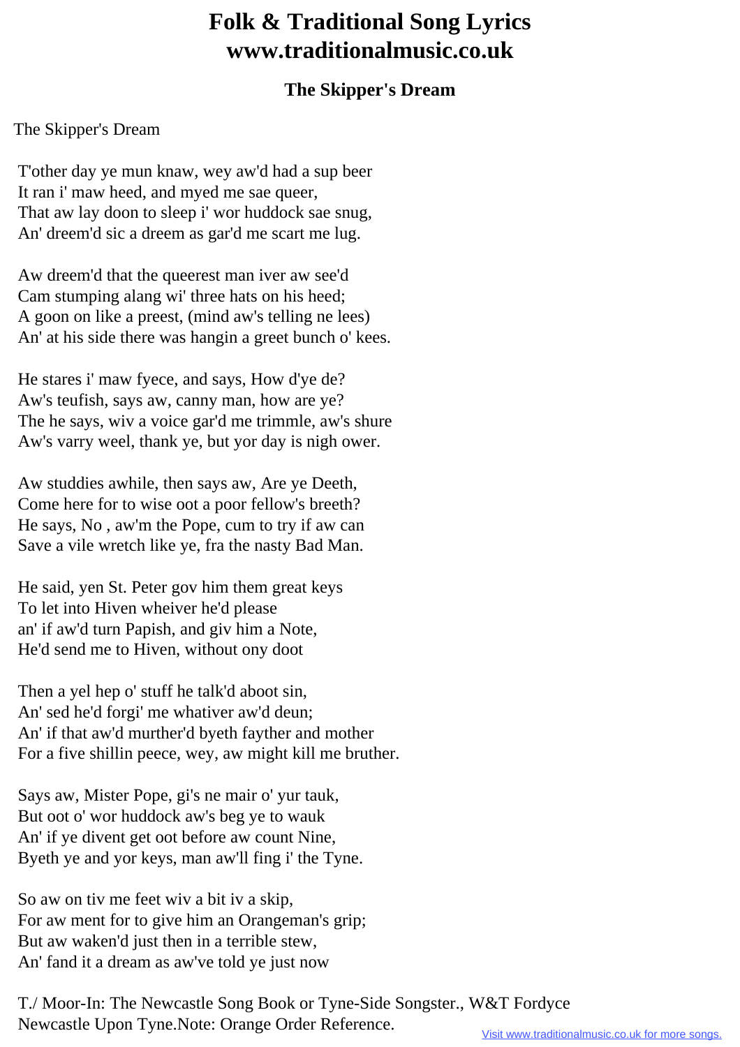# Folk & Traditional Song Lyrics www.traditionalmusic.co.uk

## The Skipper's Dream

The Skipper's Dream

T'other day ye mun knaw, wey aw'd had a sup beer  
It ran i' maw heed, and myed me sae queer,  
That aw lay doon to sleep i' wor huddock sae snug,  
An' dreem'd sic a dreem as gar'd me scart me lug.

Aw dreem'd that the queerest man iver aw see'd  
Cam stumping alang wi' three hats on his heed;  
A goon on like a preest, (mind aw's telling ne lees)  
An' at his side there was hangin a greet bunch o' kees.

He stares i' maw fyece, and says, How d'ye de?  
Aw's teufish, says aw, canny man, how are ye?  
The he says, wiv a voice gar'd me trimmle, aw's shure  
Aw's varry weel, thank ye, but yor day is nigh ower.

Aw studdies awhile, then says aw, Are ye Deeth,  
Come here for to wise oot a poor fellow's breeth?  
He says, No , aw'm the Pope, cum to try if aw can  
Save a vile wretch like ye, fra the nasty Bad Man.

He said, yen St. Peter gov him them great keys  
To let into Hiven wheiver he'd please  
an' if aw'd turn Papish, and giv him a Note,  
He'd send me to Hiven, without ony doot

Then a yel hep o' stuff he talk'd aboot sin,  
An' sed he'd forgi' me whativer aw'd deun;  
An' if that aw'd murther'd byeth fayther and mother  
For a five shillin peece, wey, aw might kill me bruther.

Says aw, Mister Pope, gi's ne mair o' yur tauk,  
But oot o' wor huddock aw's beg ye to wauk  
An' if ye divent get oot before aw count Nine,  
Byeth ye and yor keys, man aw'll fing i' the Tyne.

So aw on tiv me feet wiv a bit iv a skip,  
For aw ment for to give him an Orangeman's grip;  
But aw waken'd just then in a terrible stew,  
An' fand it a dream as aw've told ye just now

T./ Moor-In: The Newcastle Song Book or Tyne-Side Songster., W&T Fordyce Newcastle Upon Tyne.Note: Orange Order Reference.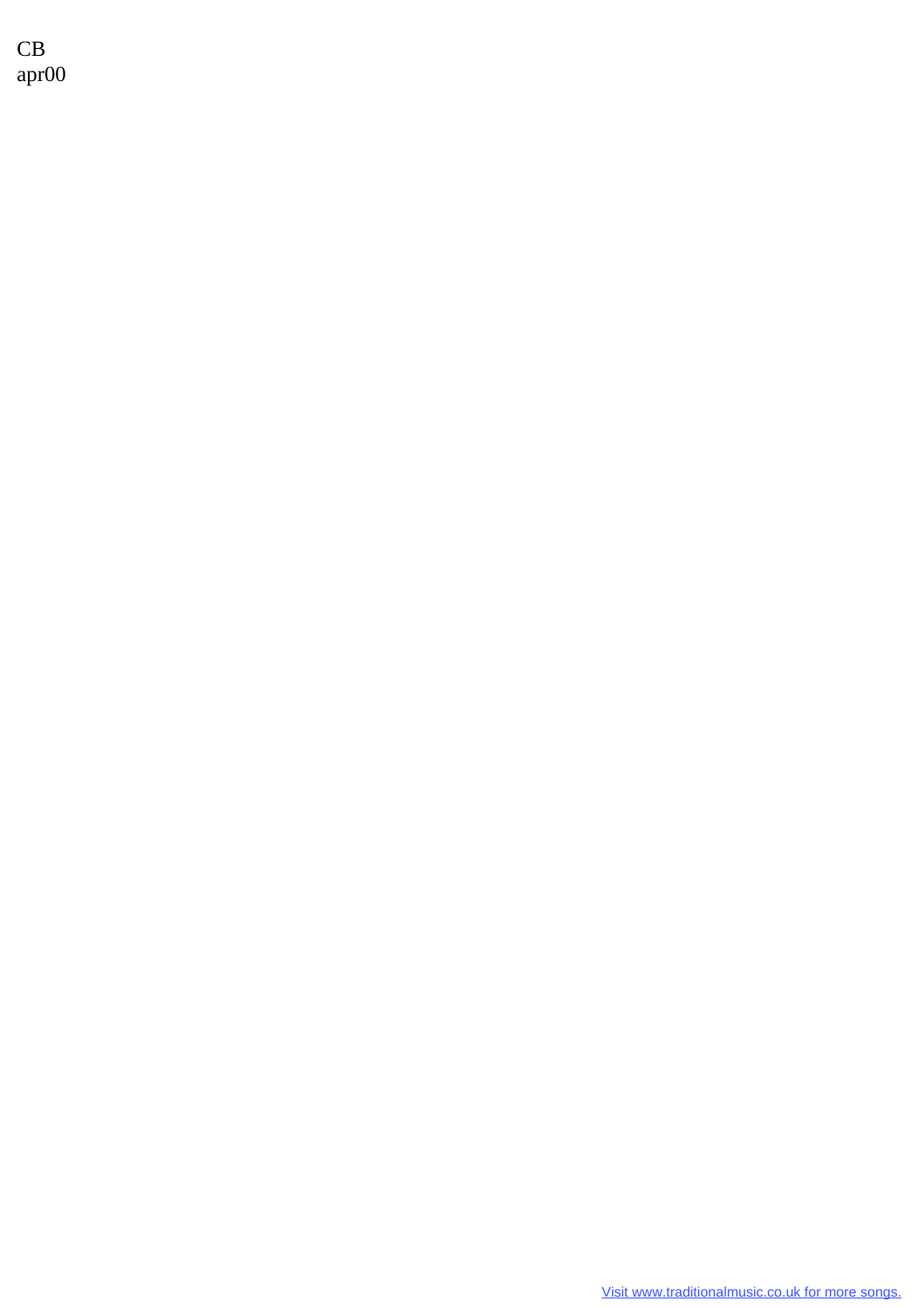CB
apr00

[Visit www.traditionalmusic.co.uk for more songs.](http://www.traditionalmusic.co.uk)